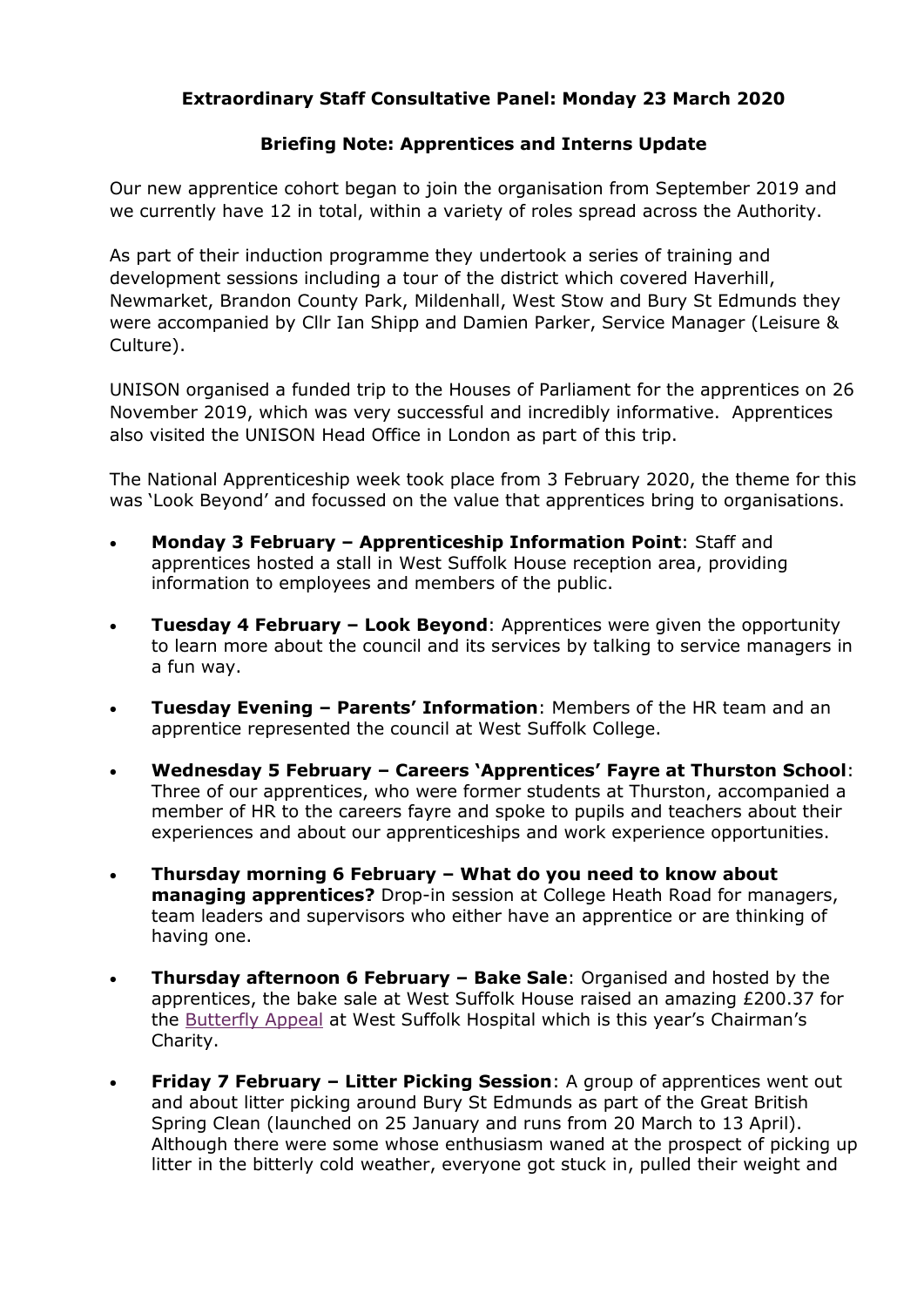**Extraordinary Staff Consultative Panel: Monday 23 March 2020**

**Briefing Note: Apprentices and Interns Update**

Our new apprentice cohort began to join the organisation from September 2019 and we currently have 12 in total, within a variety of roles spread across the Authority.

As part of their induction programme they undertook a series of training and development sessions including a tour of the district which covered Haverhill, Newmarket, Brandon County Park, Mildenhall, West Stow and Bury St Edmunds they were accompanied by Cllr Ian Shipp and Damien Parker, Service Manager (Leisure & Culture).

UNISON organised a funded trip to the Houses of Parliament for the apprentices on 26 November 2019, which was very successful and incredibly informative. Apprentices also visited the UNISON Head Office in London as part of this trip.

The National Apprenticeship week took place from 3 February 2020, the theme for this was 'Look Beyond' and focussed on the value that apprentices bring to organisations.

- **Monday 3 February – Apprenticeship Information Point**: Staff and apprentices hosted a stall in West Suffolk House reception area, providing information to employees and members of the public.
- **Tuesday 4 February – Look Beyond**: Apprentices were given the opportunity to learn more about the council and its services by talking to service managers in a fun way.
- **Tuesday Evening – Parents' Information**: Members of the HR team and an apprentice represented the council at West Suffolk College.
- **Wednesday 5 February – Careers 'Apprentices' Fayre at Thurston School**: Three of our apprentices, who were former students at Thurston, accompanied a member of HR to the careers fayre and spoke to pupils and teachers about their experiences and about our apprenticeships and work experience opportunities.
- **Thursday morning 6 February – What do you need to know about managing apprentices?** Drop-in session at College Heath Road for managers, team leaders and supervisors who either have an apprentice or are thinking of having one.
- **Thursday afternoon 6 February – Bake Sale**: Organised and hosted by the apprentices, the bake sale at West Suffolk House raised an amazing £200.37 for the Butterfly Appeal at West Suffolk Hospital which is this year's Chairman's Charity.
- **Friday 7 February – Litter Picking Session**: A group of apprentices went out and about litter picking around Bury St Edmunds as part of the Great British Spring Clean (launched on 25 January and runs from 20 March to 13 April). Although there were some whose enthusiasm waned at the prospect of picking up litter in the bitterly cold weather, everyone got stuck in, pulled their weight and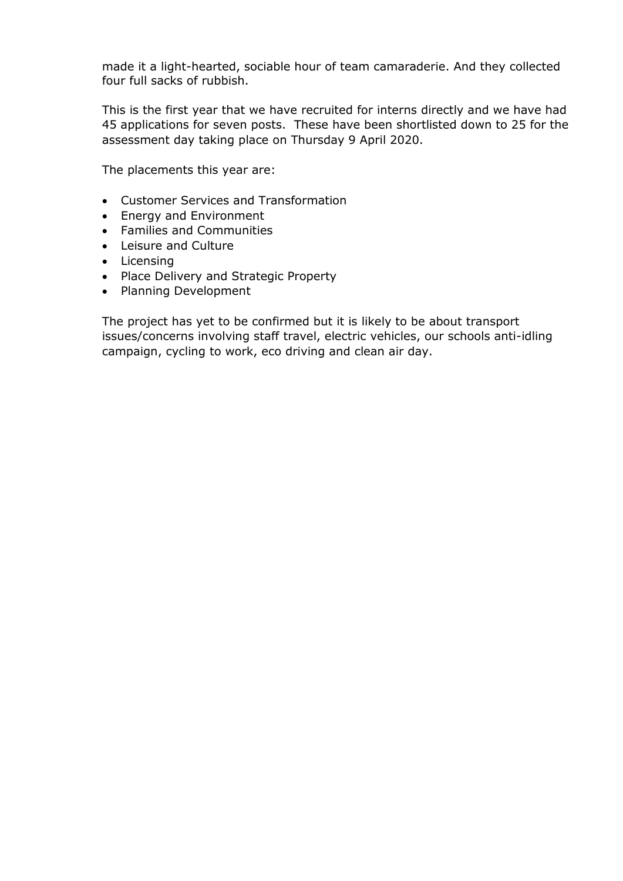made it a light-hearted, sociable hour of team camaraderie. And they collected four full sacks of rubbish.

This is the first year that we have recruited for interns directly and we have had 45 applications for seven posts. These have been shortlisted down to 25 for the assessment day taking place on Thursday 9 April 2020.

The placements this year are:

- Customer Services and Transformation
- Energy and Environment
- Families and Communities
- Leisure and Culture
- Licensing
- Place Delivery and Strategic Property
- Planning Development

The project has yet to be confirmed but it is likely to be about transport issues/concerns involving staff travel, electric vehicles, our schools anti-idling campaign, cycling to work, eco driving and clean air day.